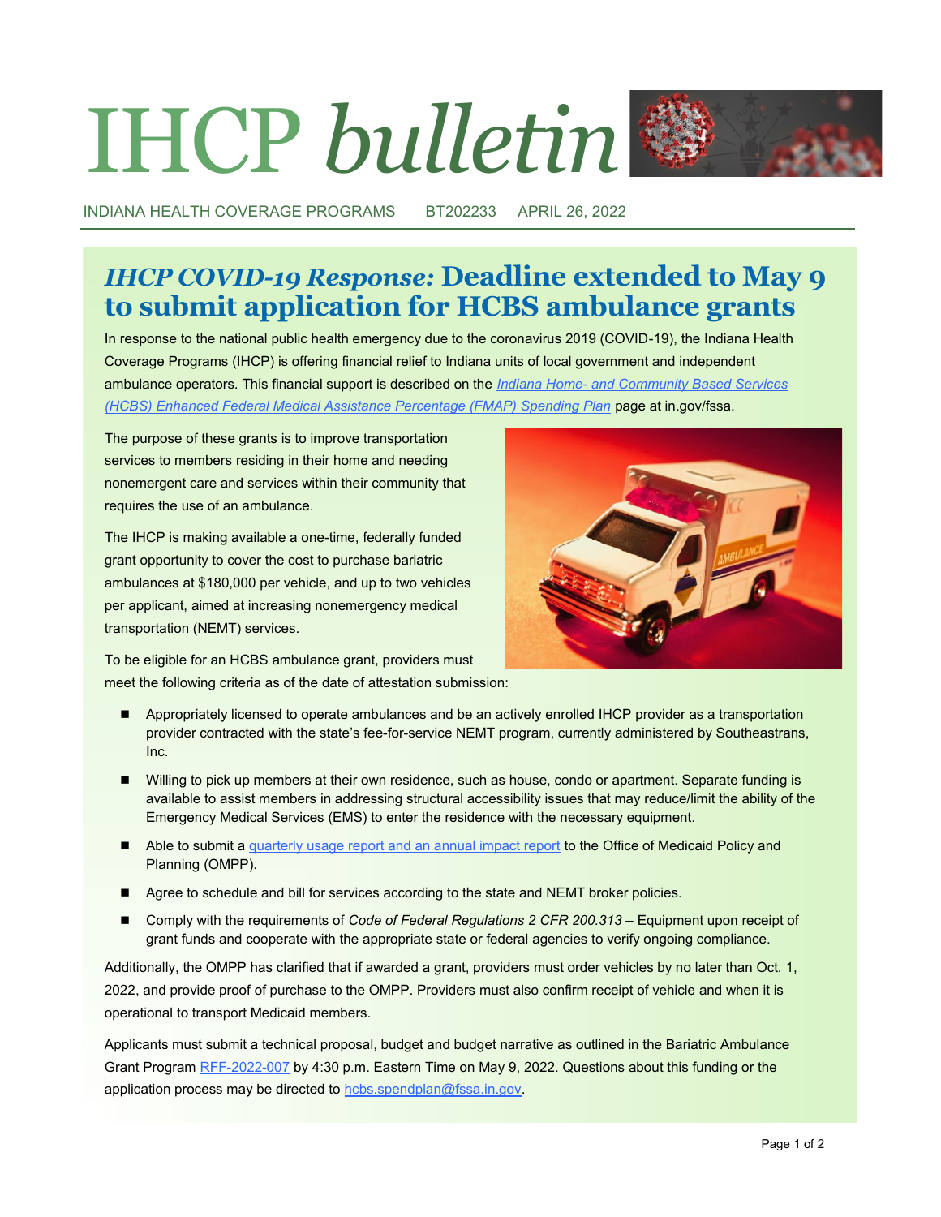# IHCP *bulletin*

INDIANA HEALTH COVERAGE PROGRAMS BT202233 APRIL 26, 2022

## *IHCP COVID-19 Response:* Deadline extended to May 9 to submit application for HCBS ambulance grants

In response to the national public health emergency due to the coronavirus 2019 (COVID-19), the Indiana Health Coverage Programs (IHCP) is offering financial relief to Indiana units of local government and independent ambulance operators. This financial support is described on the *Indiana Home- and Community Based Services (HCBS) Enhanced Federal Medical Assistance Percentage (FMAP) Spending Plan* page at in.gov/fssa.

The purpose of these grants is to improve transportation services to members residing in their home and needing nonemergent care and services within their community that requires the use of an ambulance.

The IHCP is making available a one-time, federally funded grant opportunity to cover the cost to purchase bariatric ambulances at $180,000 per vehicle, and up to two vehicles per applicant, aimed at increasing nonemergency medical transportation (NEMT) services.

To be eligible for an HCBS ambulance grant, providers must meet the following criteria as of the date of attestation submission:

- Appropriately licensed to operate ambulances and be an actively enrolled IHCP provider as a transportation provider contracted with the state's fee-for-service NEMT program, currently administered by Southeastrans, Inc.
- Willing to pick up members at their own residence, such as house, condo or apartment. Separate funding is available to assist members in addressing structural accessibility issues that may reduce/limit the ability of the Emergency Medical Services (EMS) to enter the residence with the necessary equipment.
- Able to submit a quarterly usage report and an annual impact report to the Office of Medicaid Policy and Planning (OMPP).
- Agree to schedule and bill for services according to the state and NEMT broker policies.
- Comply with the requirements of *Code of Federal Regulations 2 CFR 200.313* – Equipment upon receipt of grant funds and cooperate with the appropriate state or federal agencies to verify ongoing compliance.

Additionally, the OMPP has clarified that if awarded a grant, providers must order vehicles by no later than Oct. 1, 2022, and provide proof of purchase to the OMPP. Providers must also confirm receipt of vehicle and when it is operational to transport Medicaid members.

Applicants must submit a technical proposal, budget and budget narrative as outlined in the Bariatric Ambulance Grant Program RFF-2022-007 by 4:30 p.m. Eastern Time on May 9, 2022. Questions about this funding or the application process may be directed to hcbs.spendplan@fssa.in.gov.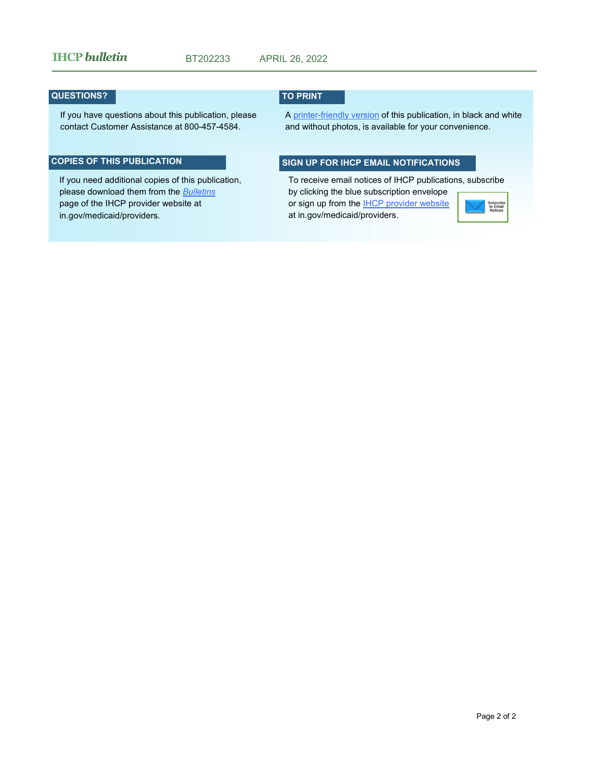## QUESTIONS?

If you have questions about this publication, please contact Customer Assistance at 800-457-4584.

## COPIES OF THIS PUBLICATION

If you need additional copies of this publication, please download them from the *Bulletins* page of the IHCP provider website at in.gov/medicaid/providers.

## TO PRINT

A printer-friendly version of this publication, in black and white and without photos, is available for your convenience.

## SIGN UP FOR IHCP EMAIL NOTIFICATIONS

To receive email notices of IHCP publications, subscribe by clicking the blue subscription envelope or sign up from the IHCP provider website at in.gov/medicaid/providers.

Subscribe to Email Notices